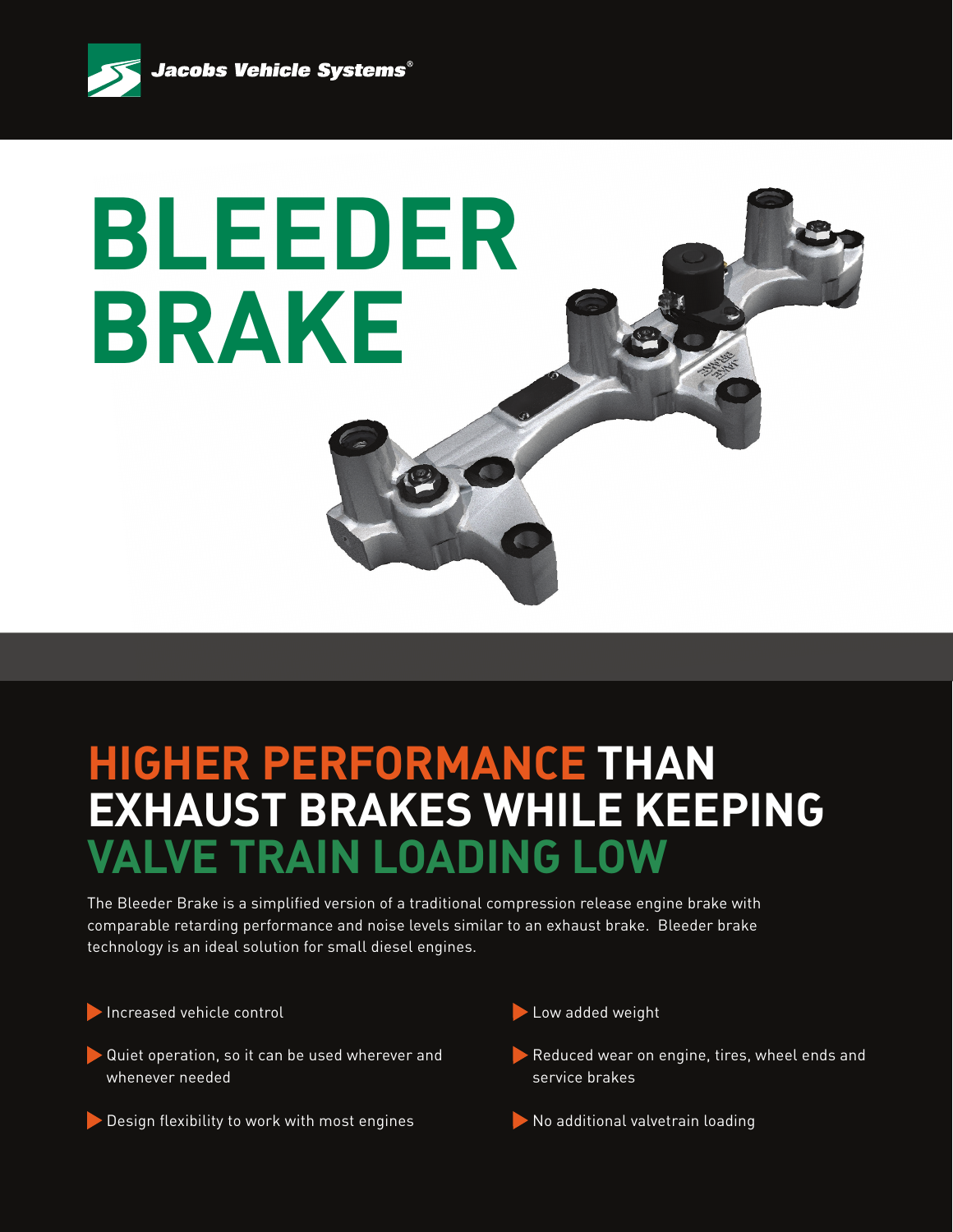Jacobs Vehicle Systems®

# BLEEDER BRAKE

## HIGHER PERFORMANCE THAN EXHAUST BRAKES WHILE KEEPING VALVE TRAIN LOADING LOW

The Bleeder Brake is a simplified version of a traditional compression release engine brake with comparable retarding performance and noise levels similar to an exhaust brake.  Bleeder brake technology is an ideal solution for small diesel engines.

- Increased vehicle control
- Quiet operation, so it can be used wherever and whenever needed
- Design flexibility to work with most engines
- Low added weight
- Reduced wear on engine, tires, wheel ends and service brakes
- No additional valvetrain loading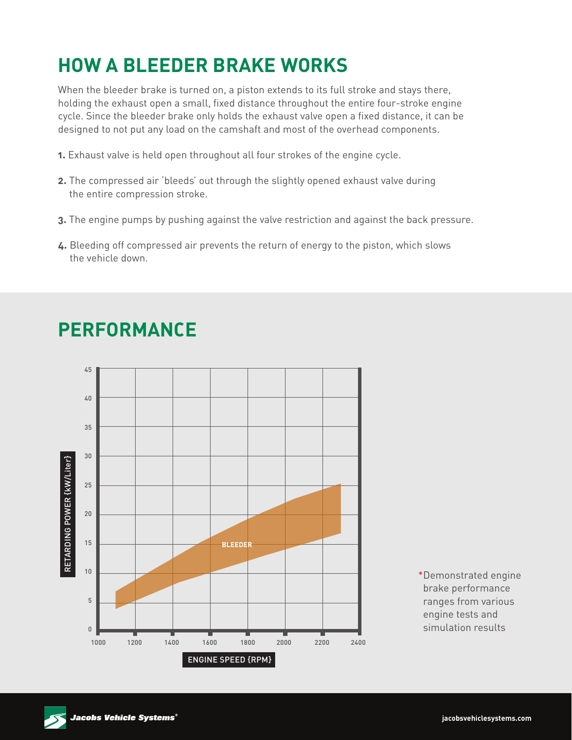## HOW A BLEEDER BRAKE WORKS

When the bleeder brake is turned on, a piston extends to its full stroke and stays there, holding the exhaust open a small, fixed distance throughout the entire four-stroke engine cycle. Since the bleeder brake only holds the exhaust valve open a fixed distance, it can be designed to not put any load on the camshaft and most of the overhead components.

1. Exhaust valve is held open throughout all four strokes of the engine cycle.
2. The compressed air 'bleeds' out through the slightly opened exhaust valve during the entire compression stroke.
3. The engine pumps by pushing against the valve restriction and against the back pressure.
4. Bleeding off compressed air prevents the return of energy to the piston, which slows the vehicle down.

## PERFORMANCE

RETARDING POWER {kW/Liter}

45
40
35
30
25
20
15
10
5
0

BLEEDER

1000 1200 1400 1600 1800 2000 2200 2400

ENGINE SPEED {RPM}

*Demonstrated engine brake performance ranges from various engine tests and simulation results

Jacobs Vehicle Systems®

jacobsvehiclesystems.com